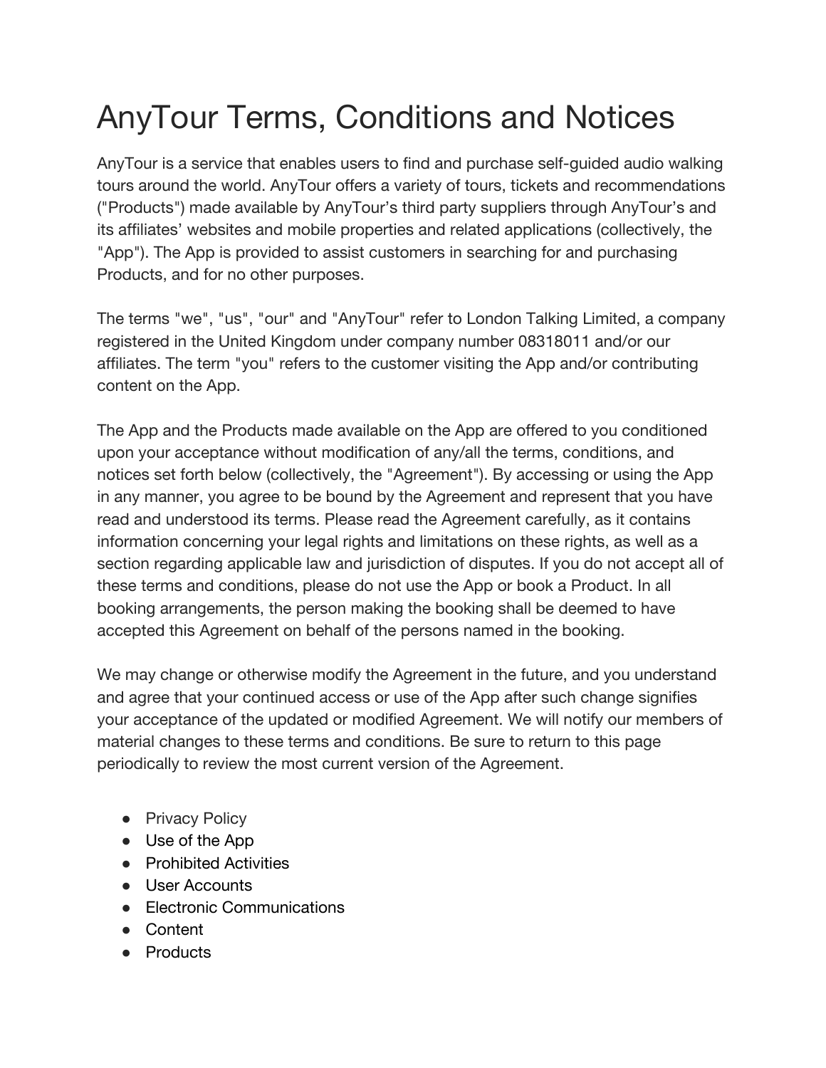# AnyTour Terms, Conditions and Notices

AnyTour is a service that enables users to find and purchase self-guided audio walking tours around the world. AnyTour offers a variety of tours, tickets and recommendations ("Products") made available by AnyTour's third party suppliers through AnyTour's and its affiliates' websites and mobile properties and related applications (collectively, the "App"). The App is provided to assist customers in searching for and purchasing Products, and for no other purposes.

The terms "we", "us", "our" and "AnyTour" refer to London Talking Limited, a company registered in the United Kingdom under company number 08318011 and/or our affiliates. The term "you" refers to the customer visiting the App and/or contributing content on the App.

The App and the Products made available on the App are offered to you conditioned upon your acceptance without modification of any/all the terms, conditions, and notices set forth below (collectively, the "Agreement"). By accessing or using the App in any manner, you agree to be bound by the Agreement and represent that you have read and understood its terms. Please read the Agreement carefully, as it contains information concerning your legal rights and limitations on these rights, as well as a section regarding applicable law and jurisdiction of disputes. If you do not accept all of these terms and conditions, please do not use the App or book a Product. In all booking arrangements, the person making the booking shall be deemed to have accepted this Agreement on behalf of the persons named in the booking.

We may change or otherwise modify the Agreement in the future, and you understand and agree that your continued access or use of the App after such change signifies your acceptance of the updated or modified Agreement. We will notify our members of material changes to these terms and conditions. Be sure to return to this page periodically to review the most current version of the Agreement.

- Privacy Policy
- Use of the App
- Prohibited Activities
- User Accounts
- Electronic Communications
- Content
- Products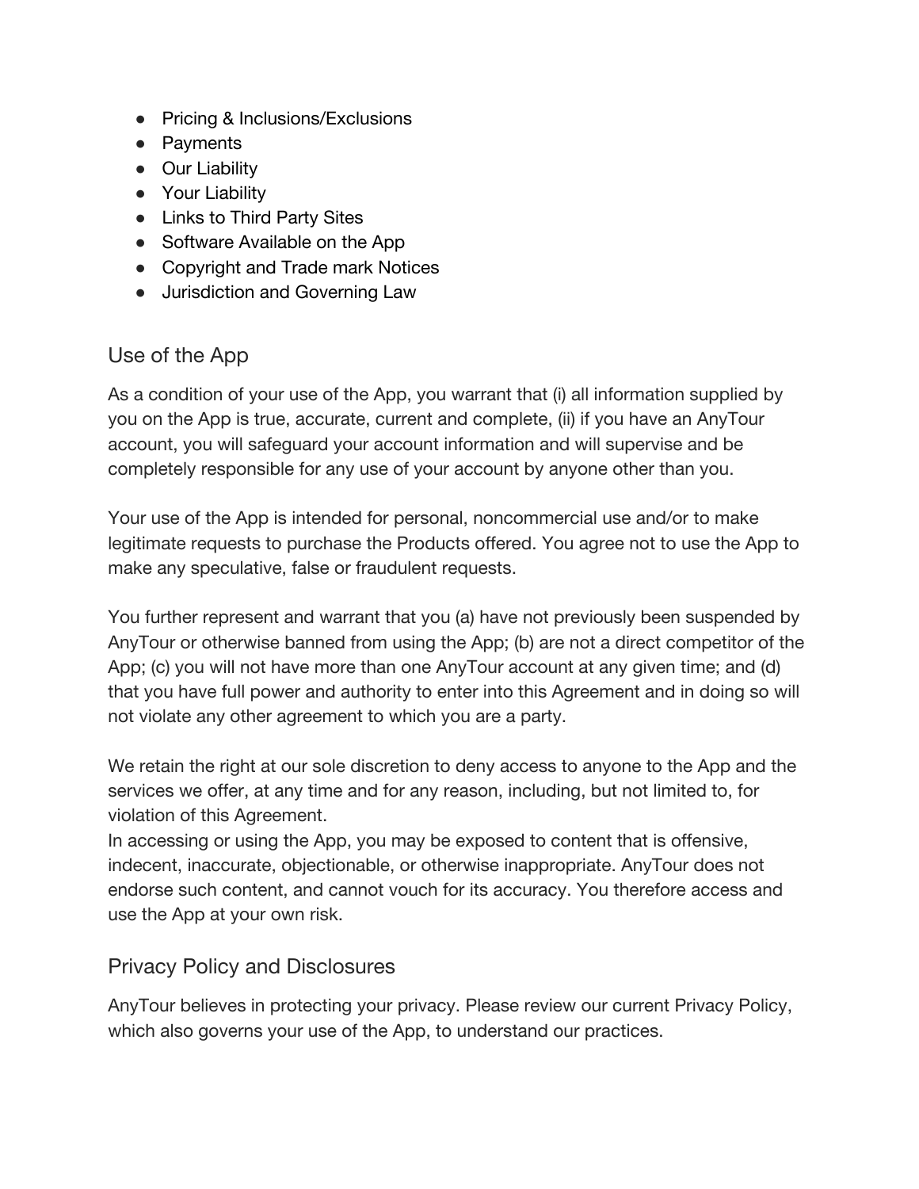- Pricing & Inclusions/Exclusions
- Payments
- Our Liability
- Your Liability
- Links to Third Party Sites
- Software Available on the App
- Copyright and Trade mark Notices
- Jurisdiction and Governing Law

## Use of the App

As a condition of your use of the App, you warrant that (i) all information supplied by you on the App is true, accurate, current and complete, (ii) if you have an AnyTour account, you will safeguard your account information and will supervise and be completely responsible for any use of your account by anyone other than you.

Your use of the App is intended for personal, noncommercial use and/or to make legitimate requests to purchase the Products offered. You agree not to use the App to make any speculative, false or fraudulent requests.

You further represent and warrant that you (a) have not previously been suspended by AnyTour or otherwise banned from using the App; (b) are not a direct competitor of the App; (c) you will not have more than one AnyTour account at any given time; and (d) that you have full power and authority to enter into this Agreement and in doing so will not violate any other agreement to which you are a party.

We retain the right at our sole discretion to deny access to anyone to the App and the services we offer, at any time and for any reason, including, but not limited to, for violation of this Agreement.
In accessing or using the App, you may be exposed to content that is offensive, indecent, inaccurate, objectionable, or otherwise inappropriate. AnyTour does not endorse such content, and cannot vouch for its accuracy. You therefore access and use the App at your own risk.

## Privacy Policy and Disclosures

AnyTour believes in protecting your privacy. Please review our current Privacy Policy, which also governs your use of the App, to understand our practices.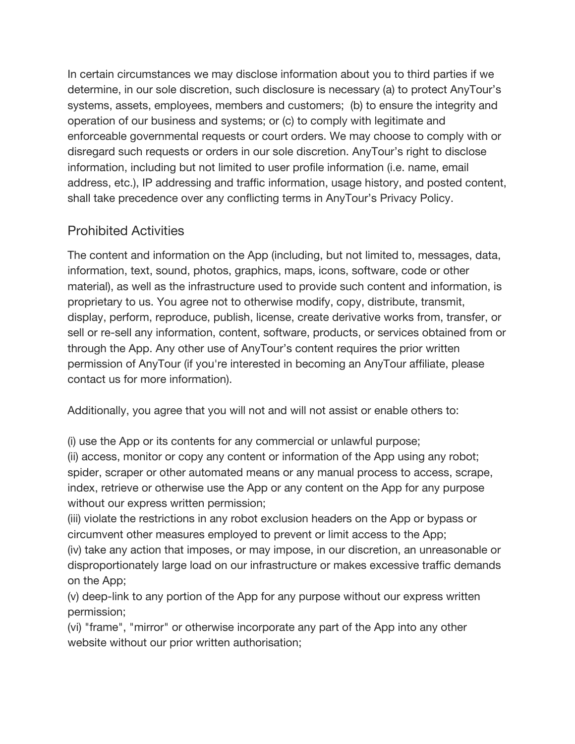In certain circumstances we may disclose information about you to third parties if we determine, in our sole discretion, such disclosure is necessary (a) to protect AnyTour's systems, assets, employees, members and customers; (b) to ensure the integrity and operation of our business and systems; or (c) to comply with legitimate and enforceable governmental requests or court orders. We may choose to comply with or disregard such requests or orders in our sole discretion. AnyTour's right to disclose information, including but not limited to user profile information (i.e. name, email address, etc.), IP addressing and traffic information, usage history, and posted content, shall take precedence over any conflicting terms in AnyTour's Privacy Policy.

## Prohibited Activities

The content and information on the App (including, but not limited to, messages, data, information, text, sound, photos, graphics, maps, icons, software, code or other material), as well as the infrastructure used to provide such content and information, is proprietary to us. You agree not to otherwise modify, copy, distribute, transmit, display, perform, reproduce, publish, license, create derivative works from, transfer, or sell or re-sell any information, content, software, products, or services obtained from or through the App. Any other use of AnyTour's content requires the prior written permission of AnyTour (if you're interested in becoming an AnyTour affiliate, please contact us for more information).

Additionally, you agree that you will not and will not assist or enable others to:

(i) use the App or its contents for any commercial or unlawful purpose;
(ii) access, monitor or copy any content or information of the App using any robot; spider, scraper or other automated means or any manual process to access, scrape, index, retrieve or otherwise use the App or any content on the App for any purpose without our express written permission;
(iii) violate the restrictions in any robot exclusion headers on the App or bypass or circumvent other measures employed to prevent or limit access to the App;
(iv) take any action that imposes, or may impose, in our discretion, an unreasonable or disproportionately large load on our infrastructure or makes excessive traffic demands on the App;
(v) deep-link to any portion of the App for any purpose without our express written permission;
(vi) "frame", "mirror" or otherwise incorporate any part of the App into any other website without our prior written authorisation;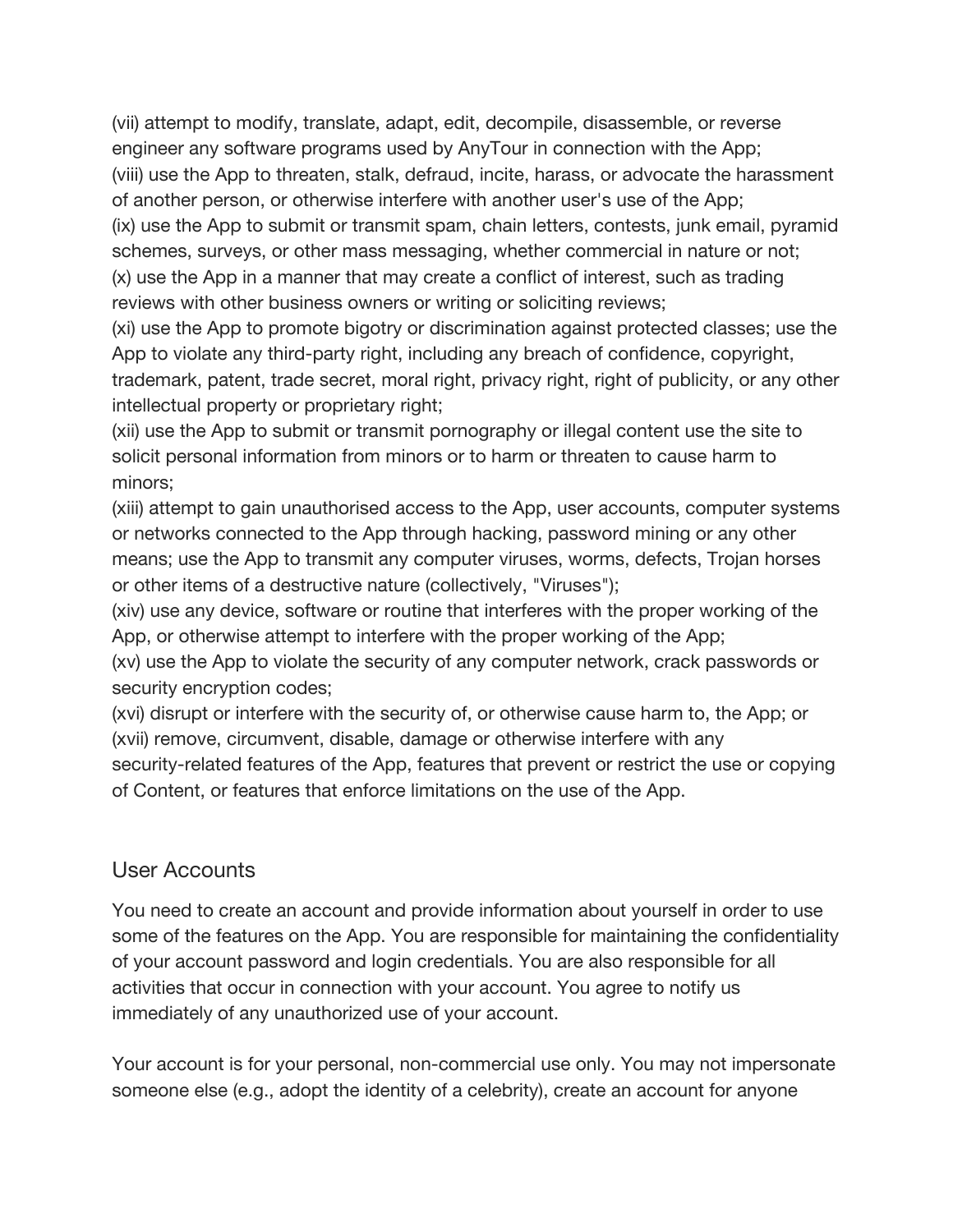(vii) attempt to modify, translate, adapt, edit, decompile, disassemble, or reverse engineer any software programs used by AnyTour in connection with the App;
(viii) use the App to threaten, stalk, defraud, incite, harass, or advocate the harassment of another person, or otherwise interfere with another user's use of the App;
(ix) use the App to submit or transmit spam, chain letters, contests, junk email, pyramid schemes, surveys, or other mass messaging, whether commercial in nature or not;
(x) use the App in a manner that may create a conflict of interest, such as trading reviews with other business owners or writing or soliciting reviews;
(xi) use the App to promote bigotry or discrimination against protected classes; use the App to violate any third-party right, including any breach of confidence, copyright, trademark, patent, trade secret, moral right, privacy right, right of publicity, or any other intellectual property or proprietary right;
(xii) use the App to submit or transmit pornography or illegal content use the site to solicit personal information from minors or to harm or threaten to cause harm to minors;
(xiii) attempt to gain unauthorised access to the App, user accounts, computer systems or networks connected to the App through hacking, password mining or any other means; use the App to transmit any computer viruses, worms, defects, Trojan horses or other items of a destructive nature (collectively, "Viruses");
(xiv) use any device, software or routine that interferes with the proper working of the App, or otherwise attempt to interfere with the proper working of the App;
(xv) use the App to violate the security of any computer network, crack passwords or security encryption codes;
(xvi) disrupt or interfere with the security of, or otherwise cause harm to, the App; or
(xvii) remove, circumvent, disable, damage or otherwise interfere with any security-related features of the App, features that prevent or restrict the use or copying of Content, or features that enforce limitations on the use of the App.

## User Accounts

You need to create an account and provide information about yourself in order to use some of the features on the App. You are responsible for maintaining the confidentiality of your account password and login credentials. You are also responsible for all activities that occur in connection with your account. You agree to notify us immediately of any unauthorized use of your account.

Your account is for your personal, non-commercial use only. You may not impersonate someone else (e.g., adopt the identity of a celebrity), create an account for anyone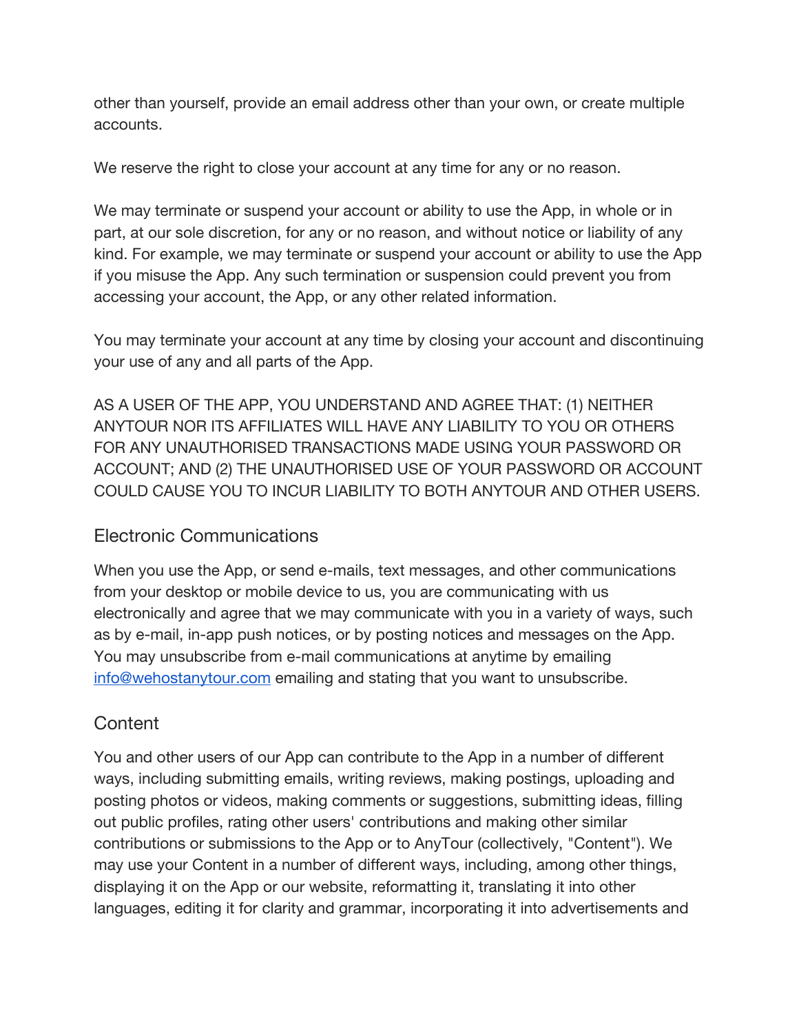other than yourself, provide an email address other than your own, or create multiple accounts.

We reserve the right to close your account at any time for any or no reason.

We may terminate or suspend your account or ability to use the App, in whole or in part, at our sole discretion, for any or no reason, and without notice or liability of any kind. For example, we may terminate or suspend your account or ability to use the App if you misuse the App. Any such termination or suspension could prevent you from accessing your account, the App, or any other related information.

You may terminate your account at any time by closing your account and discontinuing your use of any and all parts of the App.

AS A USER OF THE APP, YOU UNDERSTAND AND AGREE THAT: (1) NEITHER ANYTOUR NOR ITS AFFILIATES WILL HAVE ANY LIABILITY TO YOU OR OTHERS FOR ANY UNAUTHORISED TRANSACTIONS MADE USING YOUR PASSWORD OR ACCOUNT; AND (2) THE UNAUTHORISED USE OF YOUR PASSWORD OR ACCOUNT COULD CAUSE YOU TO INCUR LIABILITY TO BOTH ANYTOUR AND OTHER USERS.

## Electronic Communications

When you use the App, or send e-mails, text messages, and other communications from your desktop or mobile device to us, you are communicating with us electronically and agree that we may communicate with you in a variety of ways, such as by e-mail, in-app push notices, or by posting notices and messages on the App. You may unsubscribe from e-mail communications at anytime by emailing [info@wehostanytour.com](mailto:info@wehostanytour.com) emailing and stating that you want to unsubscribe.

## Content

You and other users of our App can contribute to the App in a number of different ways, including submitting emails, writing reviews, making postings, uploading and posting photos or videos, making comments or suggestions, submitting ideas, filling out public profiles, rating other users' contributions and making other similar contributions or submissions to the App or to AnyTour (collectively, "Content"). We may use your Content in a number of different ways, including, among other things, displaying it on the App or our website, reformatting it, translating it into other languages, editing it for clarity and grammar, incorporating it into advertisements and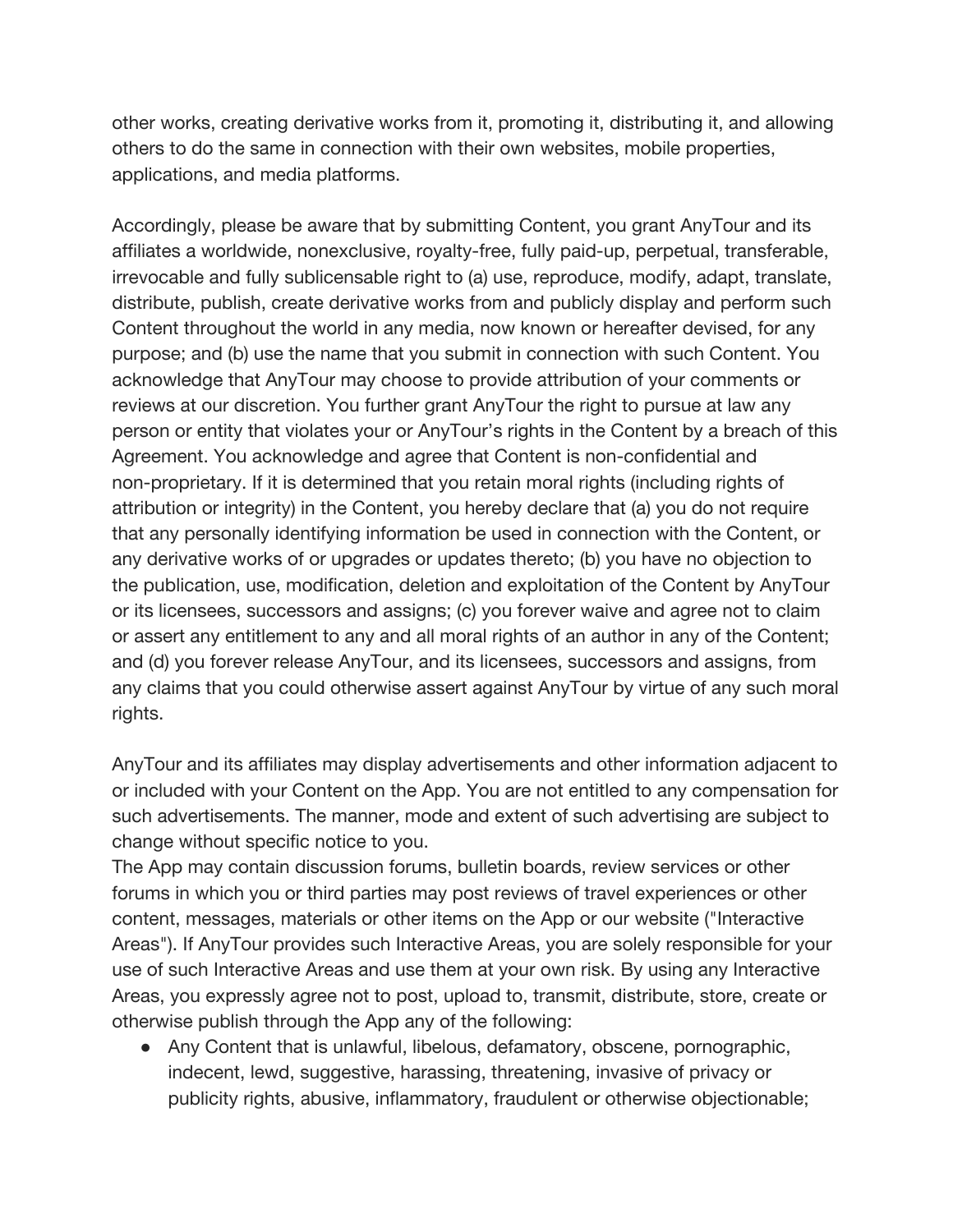other works, creating derivative works from it, promoting it, distributing it, and allowing others to do the same in connection with their own websites, mobile properties, applications, and media platforms.

Accordingly, please be aware that by submitting Content, you grant AnyTour and its affiliates a worldwide, nonexclusive, royalty-free, fully paid-up, perpetual, transferable, irrevocable and fully sublicensable right to (a) use, reproduce, modify, adapt, translate, distribute, publish, create derivative works from and publicly display and perform such Content throughout the world in any media, now known or hereafter devised, for any purpose; and (b) use the name that you submit in connection with such Content. You acknowledge that AnyTour may choose to provide attribution of your comments or reviews at our discretion. You further grant AnyTour the right to pursue at law any person or entity that violates your or AnyTour's rights in the Content by a breach of this Agreement. You acknowledge and agree that Content is non-confidential and non-proprietary. If it is determined that you retain moral rights (including rights of attribution or integrity) in the Content, you hereby declare that (a) you do not require that any personally identifying information be used in connection with the Content, or any derivative works of or upgrades or updates thereto; (b) you have no objection to the publication, use, modification, deletion and exploitation of the Content by AnyTour or its licensees, successors and assigns; (c) you forever waive and agree not to claim or assert any entitlement to any and all moral rights of an author in any of the Content; and (d) you forever release AnyTour, and its licensees, successors and assigns, from any claims that you could otherwise assert against AnyTour by virtue of any such moral rights.

AnyTour and its affiliates may display advertisements and other information adjacent to or included with your Content on the App. You are not entitled to any compensation for such advertisements. The manner, mode and extent of such advertising are subject to change without specific notice to you.

The App may contain discussion forums, bulletin boards, review services or other forums in which you or third parties may post reviews of travel experiences or other content, messages, materials or other items on the App or our website ("Interactive Areas"). If AnyTour provides such Interactive Areas, you are solely responsible for your use of such Interactive Areas and use them at your own risk. By using any Interactive Areas, you expressly agree not to post, upload to, transmit, distribute, store, create or otherwise publish through the App any of the following:

- Any Content that is unlawful, libelous, defamatory, obscene, pornographic, indecent, lewd, suggestive, harassing, threatening, invasive of privacy or publicity rights, abusive, inflammatory, fraudulent or otherwise objectionable;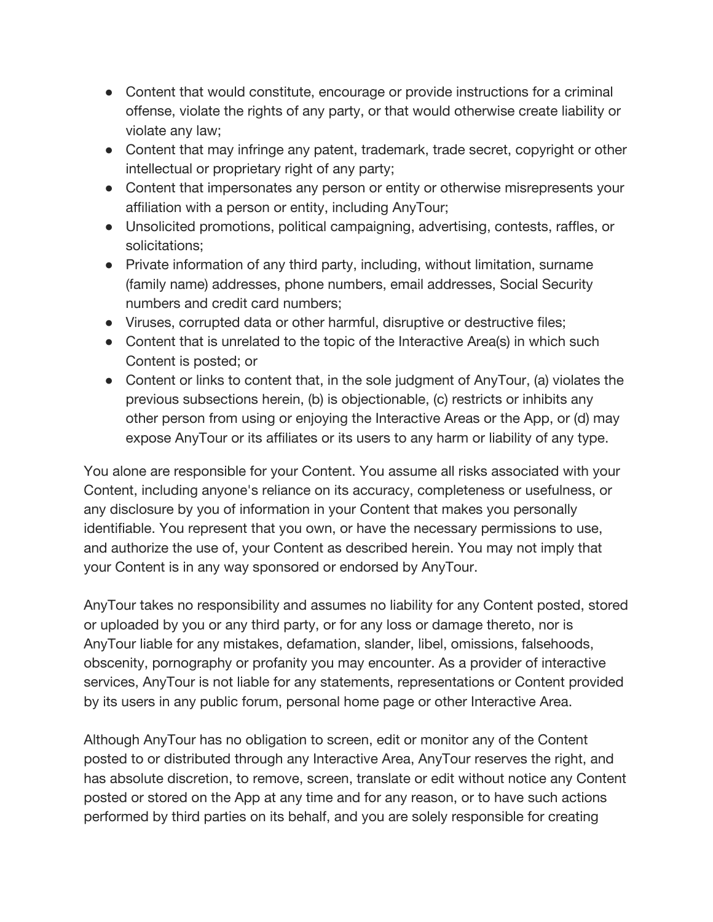- Content that would constitute, encourage or provide instructions for a criminal offense, violate the rights of any party, or that would otherwise create liability or violate any law;
- Content that may infringe any patent, trademark, trade secret, copyright or other intellectual or proprietary right of any party;
- Content that impersonates any person or entity or otherwise misrepresents your affiliation with a person or entity, including AnyTour;
- Unsolicited promotions, political campaigning, advertising, contests, raffles, or solicitations;
- Private information of any third party, including, without limitation, surname (family name) addresses, phone numbers, email addresses, Social Security numbers and credit card numbers;
- Viruses, corrupted data or other harmful, disruptive or destructive files;
- Content that is unrelated to the topic of the Interactive Area(s) in which such Content is posted; or
- Content or links to content that, in the sole judgment of AnyTour, (a) violates the previous subsections herein, (b) is objectionable, (c) restricts or inhibits any other person from using or enjoying the Interactive Areas or the App, or (d) may expose AnyTour or its affiliates or its users to any harm or liability of any type.

You alone are responsible for your Content. You assume all risks associated with your Content, including anyone's reliance on its accuracy, completeness or usefulness, or any disclosure by you of information in your Content that makes you personally identifiable. You represent that you own, or have the necessary permissions to use, and authorize the use of, your Content as described herein. You may not imply that your Content is in any way sponsored or endorsed by AnyTour.

AnyTour takes no responsibility and assumes no liability for any Content posted, stored or uploaded by you or any third party, or for any loss or damage thereto, nor is AnyTour liable for any mistakes, defamation, slander, libel, omissions, falsehoods, obscenity, pornography or profanity you may encounter. As a provider of interactive services, AnyTour is not liable for any statements, representations or Content provided by its users in any public forum, personal home page or other Interactive Area.

Although AnyTour has no obligation to screen, edit or monitor any of the Content posted to or distributed through any Interactive Area, AnyTour reserves the right, and has absolute discretion, to remove, screen, translate or edit without notice any Content posted or stored on the App at any time and for any reason, or to have such actions performed by third parties on its behalf, and you are solely responsible for creating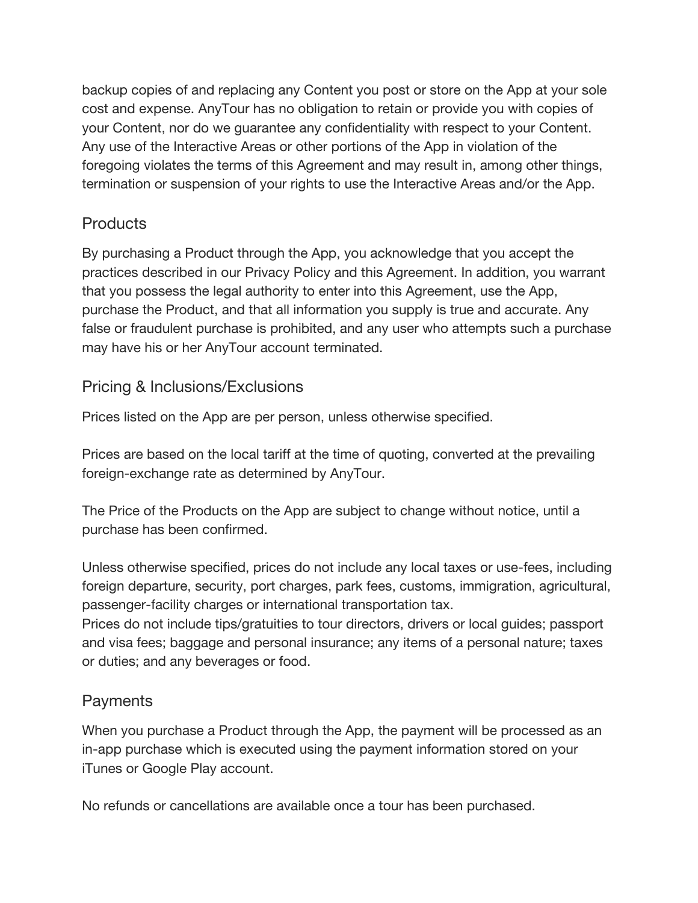backup copies of and replacing any Content you post or store on the App at your sole cost and expense. AnyTour has no obligation to retain or provide you with copies of your Content, nor do we guarantee any confidentiality with respect to your Content. Any use of the Interactive Areas or other portions of the App in violation of the foregoing violates the terms of this Agreement and may result in, among other things, termination or suspension of your rights to use the Interactive Areas and/or the App.

## Products

By purchasing a Product through the App, you acknowledge that you accept the practices described in our Privacy Policy and this Agreement. In addition, you warrant that you possess the legal authority to enter into this Agreement, use the App, purchase the Product, and that all information you supply is true and accurate. Any false or fraudulent purchase is prohibited, and any user who attempts such a purchase may have his or her AnyTour account terminated.

## Pricing & Inclusions/Exclusions

Prices listed on the App are per person, unless otherwise specified.

Prices are based on the local tariff at the time of quoting, converted at the prevailing foreign-exchange rate as determined by AnyTour.

The Price of the Products on the App are subject to change without notice, until a purchase has been confirmed.

Unless otherwise specified, prices do not include any local taxes or use-fees, including foreign departure, security, port charges, park fees, customs, immigration, agricultural, passenger-facility charges or international transportation tax.
Prices do not include tips/gratuities to tour directors, drivers or local guides; passport and visa fees; baggage and personal insurance; any items of a personal nature; taxes or duties; and any beverages or food.

## Payments

When you purchase a Product through the App, the payment will be processed as an in-app purchase which is executed using the payment information stored on your iTunes or Google Play account.

No refunds or cancellations are available once a tour has been purchased.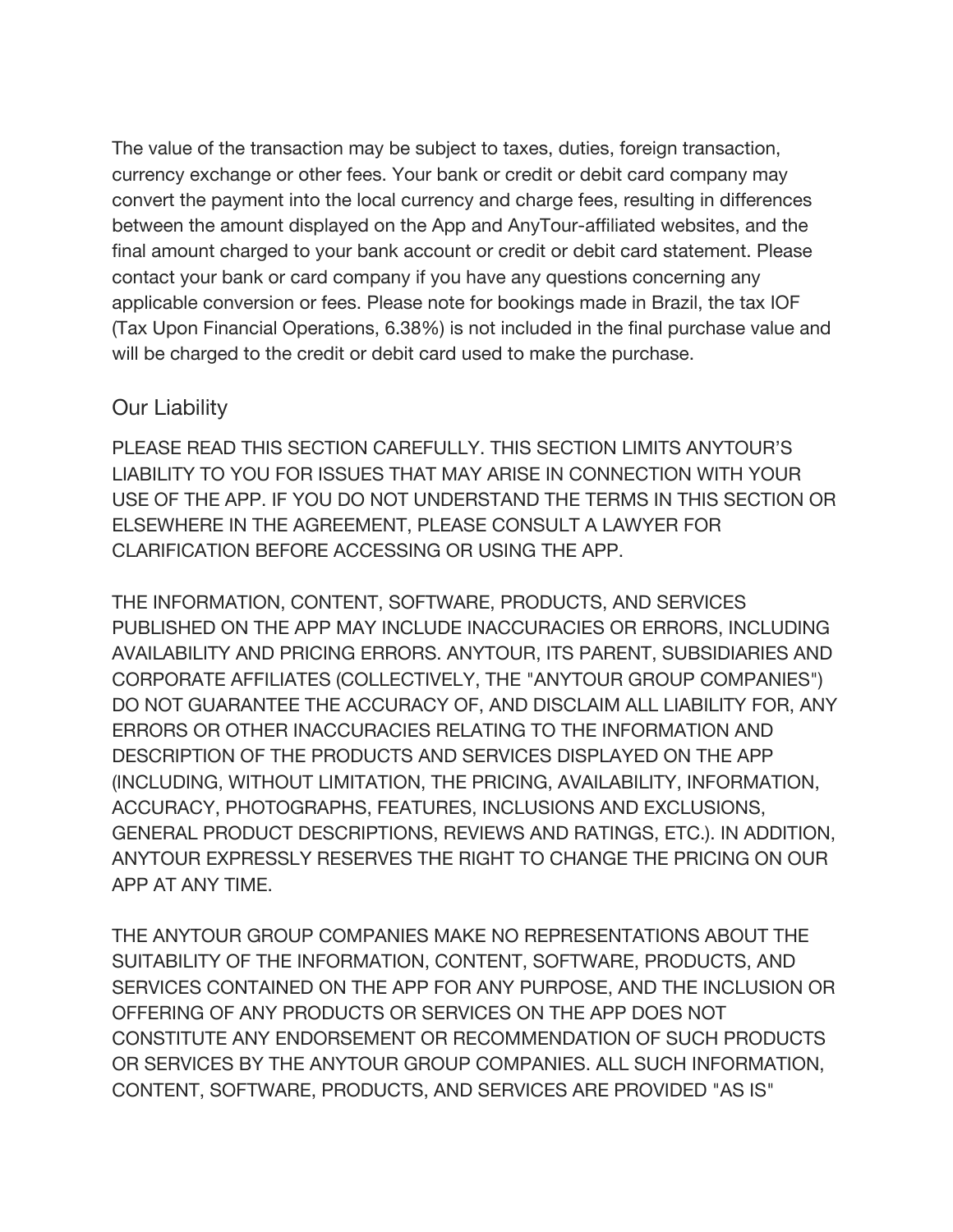The value of the transaction may be subject to taxes, duties, foreign transaction, currency exchange or other fees. Your bank or credit or debit card company may convert the payment into the local currency and charge fees, resulting in differences between the amount displayed on the App and AnyTour-affiliated websites, and the final amount charged to your bank account or credit or debit card statement. Please contact your bank or card company if you have any questions concerning any applicable conversion or fees. Please note for bookings made in Brazil, the tax IOF (Tax Upon Financial Operations, 6.38%) is not included in the final purchase value and will be charged to the credit or debit card used to make the purchase.

## Our Liability

PLEASE READ THIS SECTION CAREFULLY. THIS SECTION LIMITS ANYTOUR'S LIABILITY TO YOU FOR ISSUES THAT MAY ARISE IN CONNECTION WITH YOUR USE OF THE APP. IF YOU DO NOT UNDERSTAND THE TERMS IN THIS SECTION OR ELSEWHERE IN THE AGREEMENT, PLEASE CONSULT A LAWYER FOR CLARIFICATION BEFORE ACCESSING OR USING THE APP.

THE INFORMATION, CONTENT, SOFTWARE, PRODUCTS, AND SERVICES PUBLISHED ON THE APP MAY INCLUDE INACCURACIES OR ERRORS, INCLUDING AVAILABILITY AND PRICING ERRORS. ANYTOUR, ITS PARENT, SUBSIDIARIES AND CORPORATE AFFILIATES (COLLECTIVELY, THE "ANYTOUR GROUP COMPANIES") DO NOT GUARANTEE THE ACCURACY OF, AND DISCLAIM ALL LIABILITY FOR, ANY ERRORS OR OTHER INACCURACIES RELATING TO THE INFORMATION AND DESCRIPTION OF THE PRODUCTS AND SERVICES DISPLAYED ON THE APP (INCLUDING, WITHOUT LIMITATION, THE PRICING, AVAILABILITY, INFORMATION, ACCURACY, PHOTOGRAPHS, FEATURES, INCLUSIONS AND EXCLUSIONS, GENERAL PRODUCT DESCRIPTIONS, REVIEWS AND RATINGS, ETC.). IN ADDITION, ANYTOUR EXPRESSLY RESERVES THE RIGHT TO CHANGE THE PRICING ON OUR APP AT ANY TIME.

THE ANYTOUR GROUP COMPANIES MAKE NO REPRESENTATIONS ABOUT THE SUITABILITY OF THE INFORMATION, CONTENT, SOFTWARE, PRODUCTS, AND SERVICES CONTAINED ON THE APP FOR ANY PURPOSE, AND THE INCLUSION OR OFFERING OF ANY PRODUCTS OR SERVICES ON THE APP DOES NOT CONSTITUTE ANY ENDORSEMENT OR RECOMMENDATION OF SUCH PRODUCTS OR SERVICES BY THE ANYTOUR GROUP COMPANIES. ALL SUCH INFORMATION, CONTENT, SOFTWARE, PRODUCTS, AND SERVICES ARE PROVIDED "AS IS"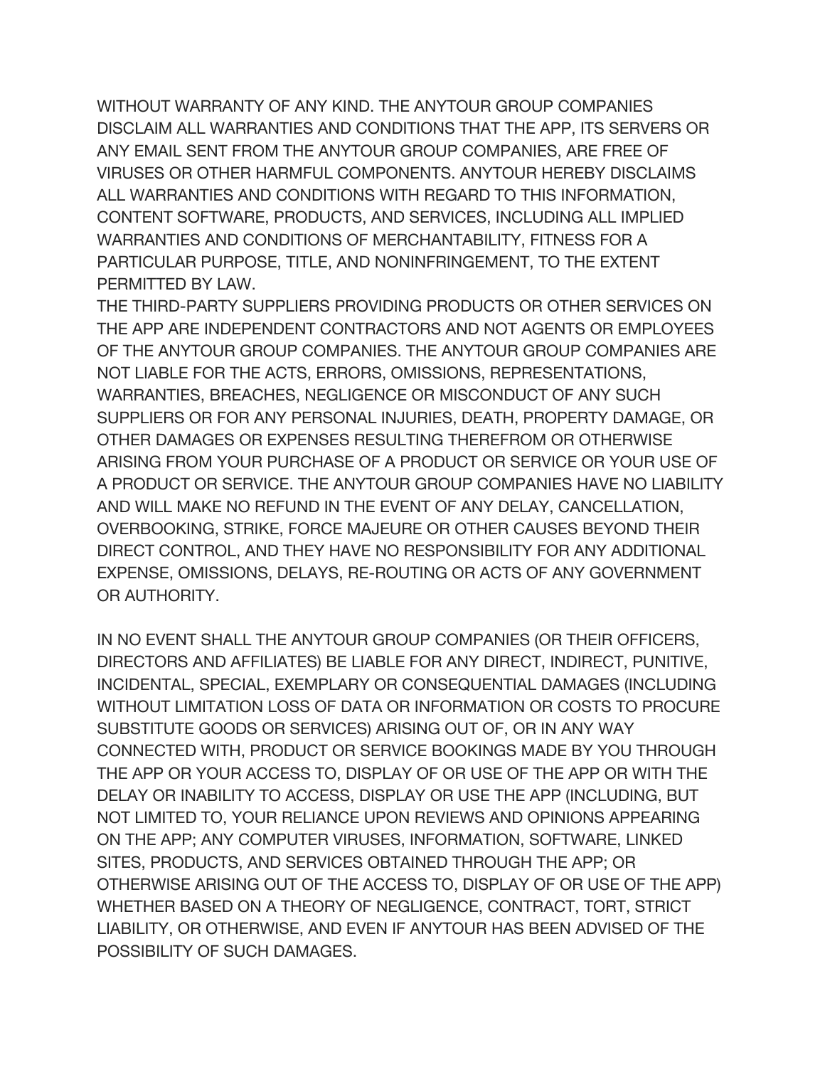WITHOUT WARRANTY OF ANY KIND. THE ANYTOUR GROUP COMPANIES DISCLAIM ALL WARRANTIES AND CONDITIONS THAT THE APP, ITS SERVERS OR ANY EMAIL SENT FROM THE ANYTOUR GROUP COMPANIES, ARE FREE OF VIRUSES OR OTHER HARMFUL COMPONENTS. ANYTOUR HEREBY DISCLAIMS ALL WARRANTIES AND CONDITIONS WITH REGARD TO THIS INFORMATION, CONTENT SOFTWARE, PRODUCTS, AND SERVICES, INCLUDING ALL IMPLIED WARRANTIES AND CONDITIONS OF MERCHANTABILITY, FITNESS FOR A PARTICULAR PURPOSE, TITLE, AND NONINFRINGEMENT, TO THE EXTENT PERMITTED BY LAW.

THE THIRD-PARTY SUPPLIERS PROVIDING PRODUCTS OR OTHER SERVICES ON THE APP ARE INDEPENDENT CONTRACTORS AND NOT AGENTS OR EMPLOYEES OF THE ANYTOUR GROUP COMPANIES. THE ANYTOUR GROUP COMPANIES ARE NOT LIABLE FOR THE ACTS, ERRORS, OMISSIONS, REPRESENTATIONS, WARRANTIES, BREACHES, NEGLIGENCE OR MISCONDUCT OF ANY SUCH SUPPLIERS OR FOR ANY PERSONAL INJURIES, DEATH, PROPERTY DAMAGE, OR OTHER DAMAGES OR EXPENSES RESULTING THEREFROM OR OTHERWISE ARISING FROM YOUR PURCHASE OF A PRODUCT OR SERVICE OR YOUR USE OF A PRODUCT OR SERVICE. THE ANYTOUR GROUP COMPANIES HAVE NO LIABILITY AND WILL MAKE NO REFUND IN THE EVENT OF ANY DELAY, CANCELLATION, OVERBOOKING, STRIKE, FORCE MAJEURE OR OTHER CAUSES BEYOND THEIR DIRECT CONTROL, AND THEY HAVE NO RESPONSIBILITY FOR ANY ADDITIONAL EXPENSE, OMISSIONS, DELAYS, RE-ROUTING OR ACTS OF ANY GOVERNMENT OR AUTHORITY.

IN NO EVENT SHALL THE ANYTOUR GROUP COMPANIES (OR THEIR OFFICERS, DIRECTORS AND AFFILIATES) BE LIABLE FOR ANY DIRECT, INDIRECT, PUNITIVE, INCIDENTAL, SPECIAL, EXEMPLARY OR CONSEQUENTIAL DAMAGES (INCLUDING WITHOUT LIMITATION LOSS OF DATA OR INFORMATION OR COSTS TO PROCURE SUBSTITUTE GOODS OR SERVICES) ARISING OUT OF, OR IN ANY WAY CONNECTED WITH, PRODUCT OR SERVICE BOOKINGS MADE BY YOU THROUGH THE APP OR YOUR ACCESS TO, DISPLAY OF OR USE OF THE APP OR WITH THE DELAY OR INABILITY TO ACCESS, DISPLAY OR USE THE APP (INCLUDING, BUT NOT LIMITED TO, YOUR RELIANCE UPON REVIEWS AND OPINIONS APPEARING ON THE APP; ANY COMPUTER VIRUSES, INFORMATION, SOFTWARE, LINKED SITES, PRODUCTS, AND SERVICES OBTAINED THROUGH THE APP; OR OTHERWISE ARISING OUT OF THE ACCESS TO, DISPLAY OF OR USE OF THE APP) WHETHER BASED ON A THEORY OF NEGLIGENCE, CONTRACT, TORT, STRICT LIABILITY, OR OTHERWISE, AND EVEN IF ANYTOUR HAS BEEN ADVISED OF THE POSSIBILITY OF SUCH DAMAGES.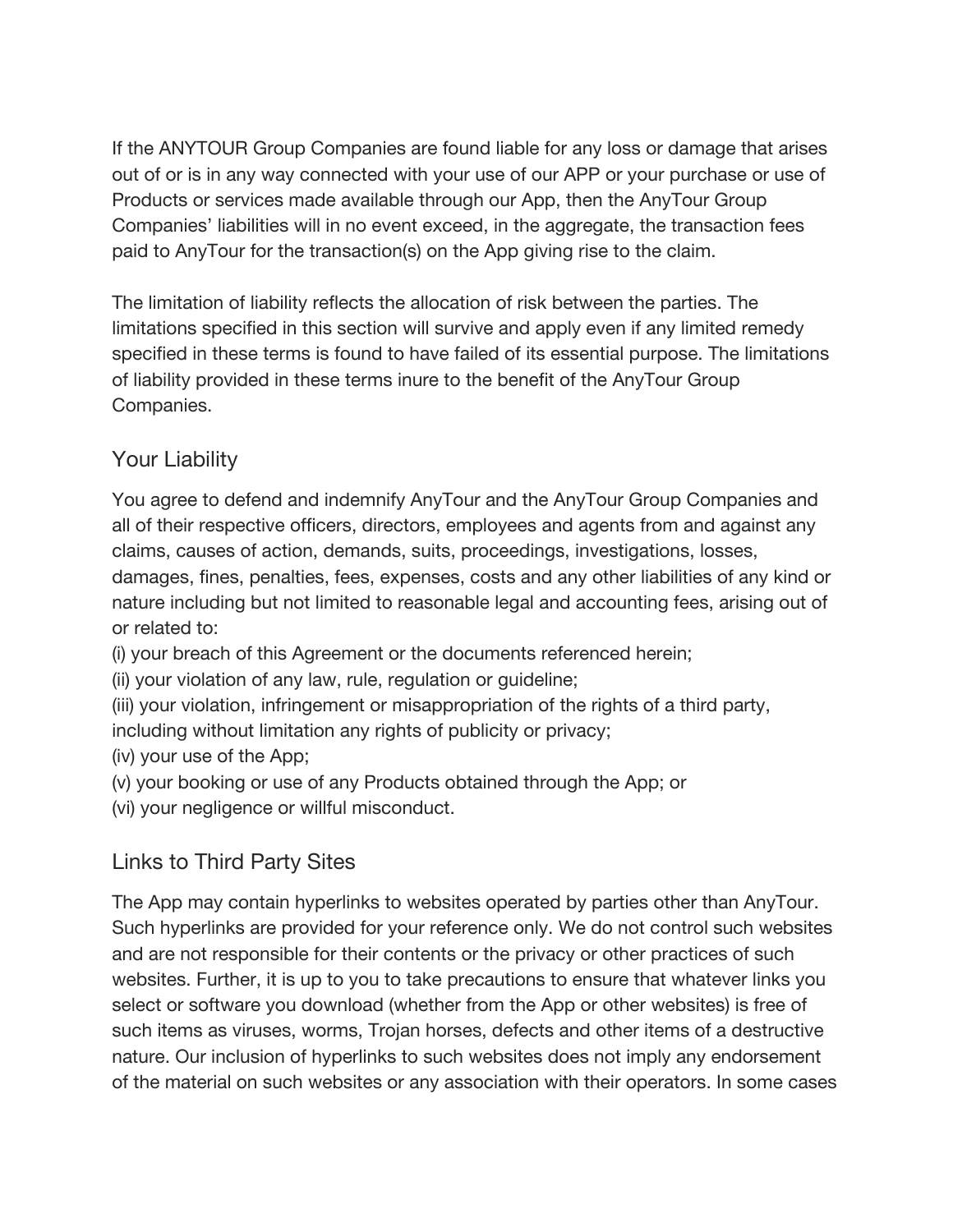If the ANYTOUR Group Companies are found liable for any loss or damage that arises out of or is in any way connected with your use of our APP or your purchase or use of Products or services made available through our App, then the AnyTour Group Companies' liabilities will in no event exceed, in the aggregate, the transaction fees paid to AnyTour for the transaction(s) on the App giving rise to the claim.

The limitation of liability reflects the allocation of risk between the parties. The limitations specified in this section will survive and apply even if any limited remedy specified in these terms is found to have failed of its essential purpose. The limitations of liability provided in these terms inure to the benefit of the AnyTour Group Companies.

## Your Liability

You agree to defend and indemnify AnyTour and the AnyTour Group Companies and all of their respective officers, directors, employees and agents from and against any claims, causes of action, demands, suits, proceedings, investigations, losses, damages, fines, penalties, fees, expenses, costs and any other liabilities of any kind or nature including but not limited to reasonable legal and accounting fees, arising out of or related to:

(i) your breach of this Agreement or the documents referenced herein;
(ii) your violation of any law, rule, regulation or guideline;
(iii) your violation, infringement or misappropriation of the rights of a third party, including without limitation any rights of publicity or privacy;
(iv) your use of the App;
(v) your booking or use of any Products obtained through the App; or
(vi) your negligence or willful misconduct.

## Links to Third Party Sites

The App may contain hyperlinks to websites operated by parties other than AnyTour. Such hyperlinks are provided for your reference only. We do not control such websites and are not responsible for their contents or the privacy or other practices of such websites. Further, it is up to you to take precautions to ensure that whatever links you select or software you download (whether from the App or other websites) is free of such items as viruses, worms, Trojan horses, defects and other items of a destructive nature. Our inclusion of hyperlinks to such websites does not imply any endorsement of the material on such websites or any association with their operators. In some cases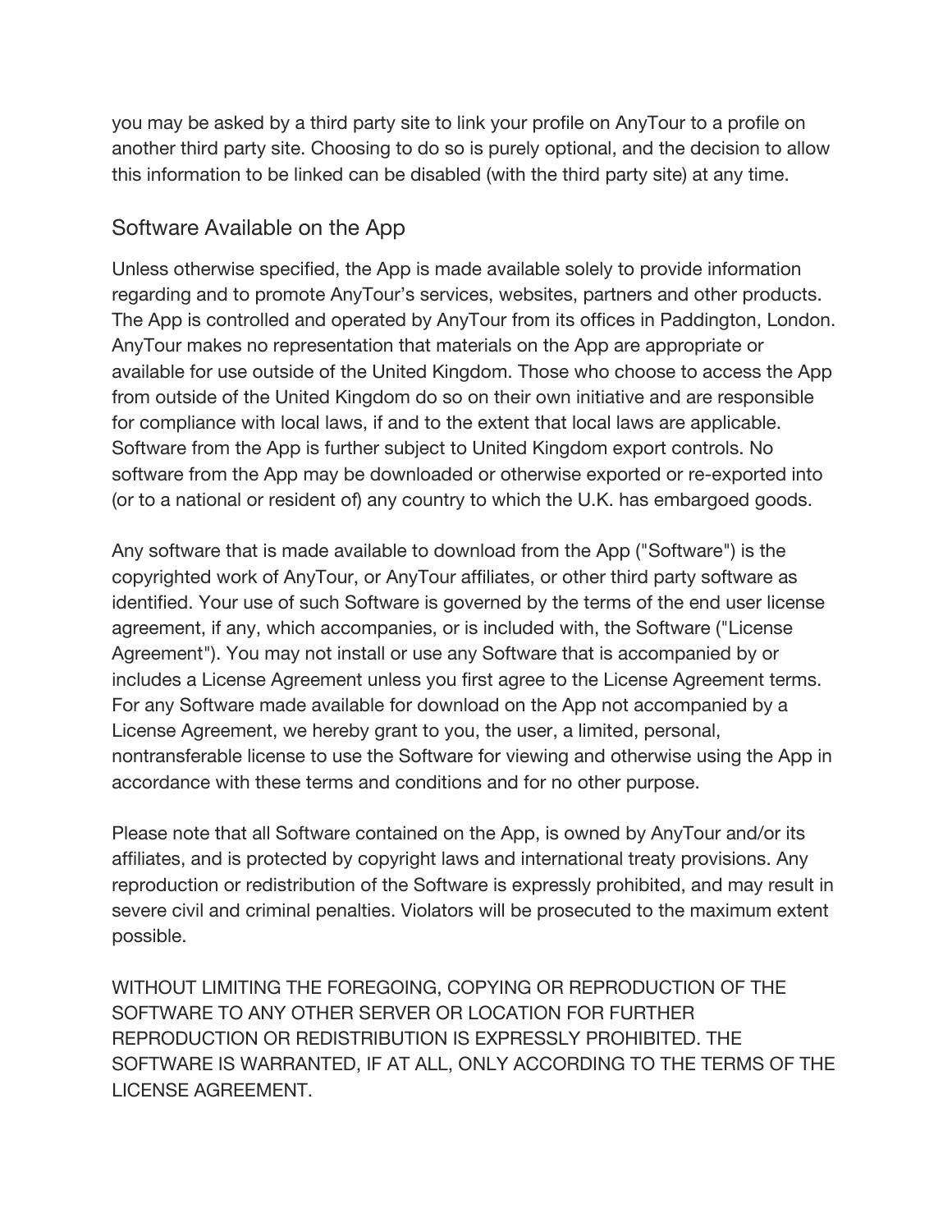you may be asked by a third party site to link your profile on AnyTour to a profile on another third party site. Choosing to do so is purely optional, and the decision to allow this information to be linked can be disabled (with the third party site) at any time.

## Software Available on the App

Unless otherwise specified, the App is made available solely to provide information regarding and to promote AnyTour's services, websites, partners and other products. The App is controlled and operated by AnyTour from its offices in Paddington, London. AnyTour makes no representation that materials on the App are appropriate or available for use outside of the United Kingdom. Those who choose to access the App from outside of the United Kingdom do so on their own initiative and are responsible for compliance with local laws, if and to the extent that local laws are applicable. Software from the App is further subject to United Kingdom export controls. No software from the App may be downloaded or otherwise exported or re-exported into (or to a national or resident of) any country to which the U.K. has embargoed goods.

Any software that is made available to download from the App ("Software") is the copyrighted work of AnyTour, or AnyTour affiliates, or other third party software as identified. Your use of such Software is governed by the terms of the end user license agreement, if any, which accompanies, or is included with, the Software ("License Agreement"). You may not install or use any Software that is accompanied by or includes a License Agreement unless you first agree to the License Agreement terms. For any Software made available for download on the App not accompanied by a License Agreement, we hereby grant to you, the user, a limited, personal, nontransferable license to use the Software for viewing and otherwise using the App in accordance with these terms and conditions and for no other purpose.

Please note that all Software contained on the App, is owned by AnyTour and/or its affiliates, and is protected by copyright laws and international treaty provisions. Any reproduction or redistribution of the Software is expressly prohibited, and may result in severe civil and criminal penalties. Violators will be prosecuted to the maximum extent possible.

WITHOUT LIMITING THE FOREGOING, COPYING OR REPRODUCTION OF THE SOFTWARE TO ANY OTHER SERVER OR LOCATION FOR FURTHER REPRODUCTION OR REDISTRIBUTION IS EXPRESSLY PROHIBITED. THE SOFTWARE IS WARRANTED, IF AT ALL, ONLY ACCORDING TO THE TERMS OF THE LICENSE AGREEMENT.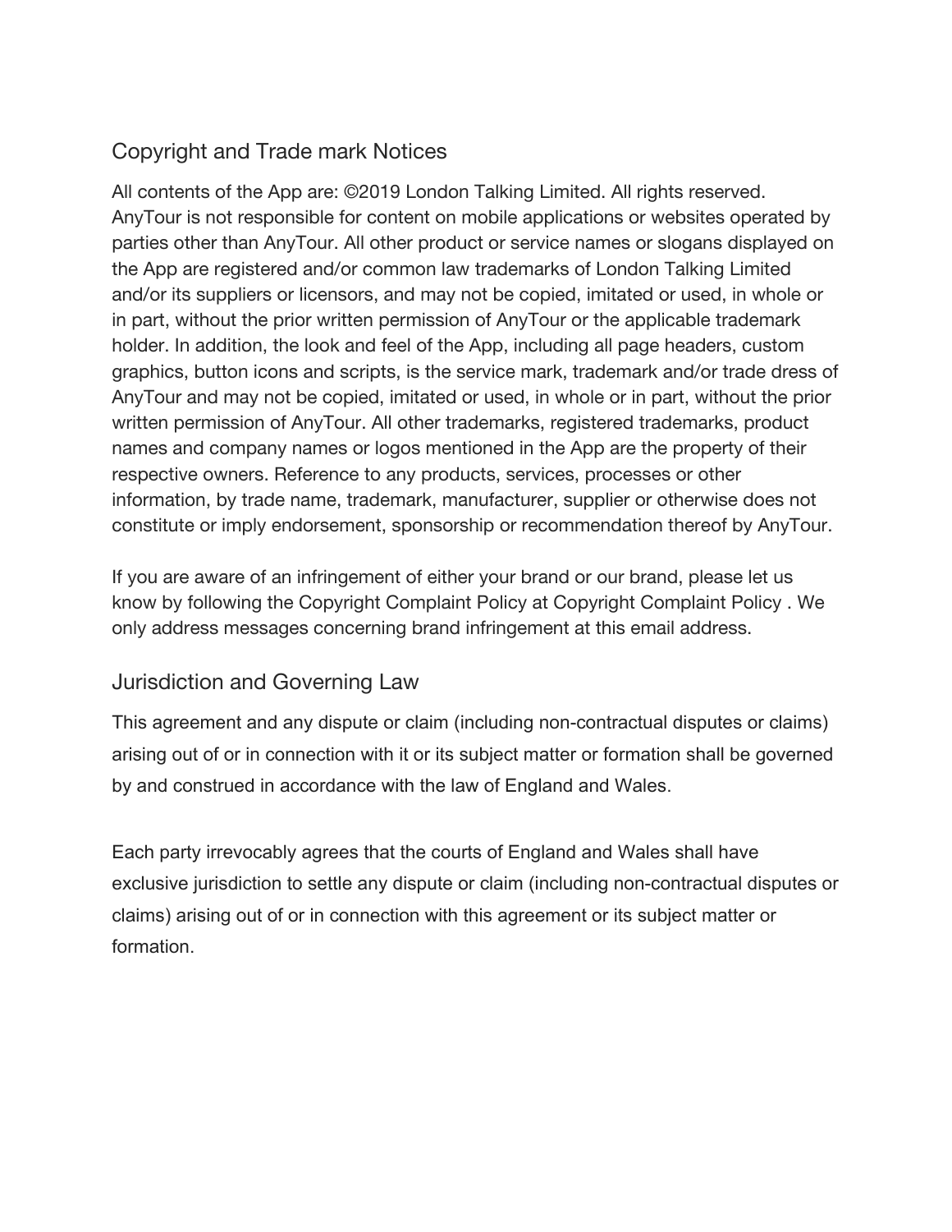## Copyright and Trade mark Notices

All contents of the App are: ©2019 London Talking Limited. All rights reserved. AnyTour is not responsible for content on mobile applications or websites operated by parties other than AnyTour. All other product or service names or slogans displayed on the App are registered and/or common law trademarks of London Talking Limited and/or its suppliers or licensors, and may not be copied, imitated or used, in whole or in part, without the prior written permission of AnyTour or the applicable trademark holder. In addition, the look and feel of the App, including all page headers, custom graphics, button icons and scripts, is the service mark, trademark and/or trade dress of AnyTour and may not be copied, imitated or used, in whole or in part, without the prior written permission of AnyTour. All other trademarks, registered trademarks, product names and company names or logos mentioned in the App are the property of their respective owners. Reference to any products, services, processes or other information, by trade name, trademark, manufacturer, supplier or otherwise does not constitute or imply endorsement, sponsorship or recommendation thereof by AnyTour.

If you are aware of an infringement of either your brand or our brand, please let us know by following the Copyright Complaint Policy at Copyright Complaint Policy . We only address messages concerning brand infringement at this email address.

## Jurisdiction and Governing Law

This agreement and any dispute or claim (including non-contractual disputes or claims) arising out of or in connection with it or its subject matter or formation shall be governed by and construed in accordance with the law of England and Wales.

Each party irrevocably agrees that the courts of England and Wales shall have exclusive jurisdiction to settle any dispute or claim (including non-contractual disputes or claims) arising out of or in connection with this agreement or its subject matter or formation.